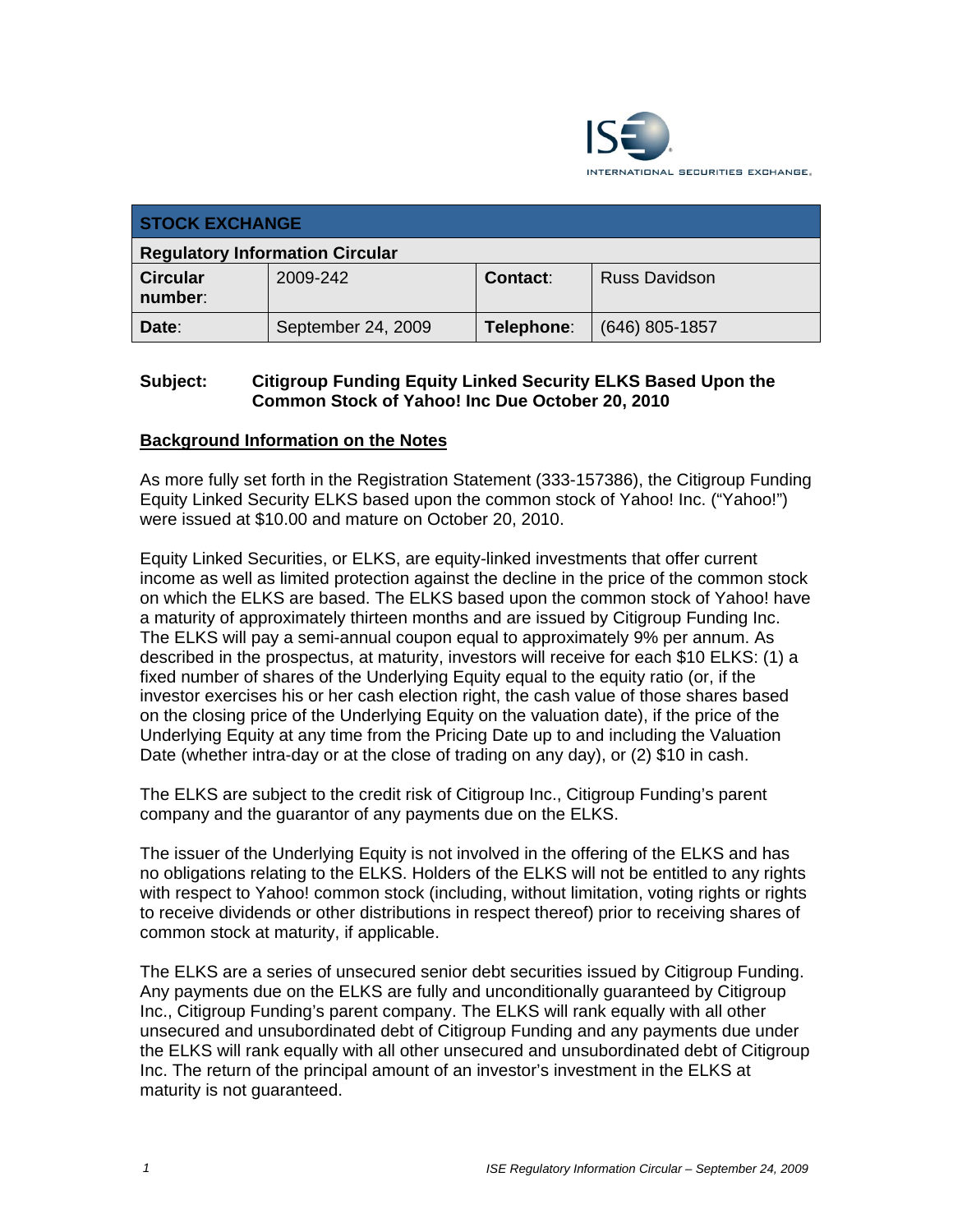INTERNATIONAL SECURITIES EXCHANGE.

| STOCK EXCHANGE | | | |
|---|---|---|---|
| **Regulatory Information Circular** | | | |
| **Circular number:** | 2009-242 | **Contact:** | Russ Davidson |
| **Date:** | September 24, 2009 | **Telephone:** | (646) 805-1857 |

**Subject: Citigroup Funding Equity Linked Security ELKS Based Upon the Common Stock of Yahoo! Inc Due October 20, 2010**

## Background Information on the Notes

As more fully set forth in the Registration Statement (333-157386), the Citigroup Funding Equity Linked Security ELKS based upon the common stock of Yahoo! Inc. ("Yahoo!") were issued at $10.00 and mature on October 20, 2010.

Equity Linked Securities, or ELKS, are equity-linked investments that offer current income as well as limited protection against the decline in the price of the common stock on which the ELKS are based. The ELKS based upon the common stock of Yahoo! have a maturity of approximately thirteen months and are issued by Citigroup Funding Inc. The ELKS will pay a semi-annual coupon equal to approximately 9% per annum. As described in the prospectus, at maturity, investors will receive for each $10 ELKS: (1) a fixed number of shares of the Underlying Equity equal to the equity ratio (or, if the investor exercises his or her cash election right, the cash value of those shares based on the closing price of the Underlying Equity on the valuation date), if the price of the Underlying Equity at any time from the Pricing Date up to and including the Valuation Date (whether intra-day or at the close of trading on any day), or (2) $10 in cash.

The ELKS are subject to the credit risk of Citigroup Inc., Citigroup Funding's parent company and the guarantor of any payments due on the ELKS.

The issuer of the Underlying Equity is not involved in the offering of the ELKS and has no obligations relating to the ELKS. Holders of the ELKS will not be entitled to any rights with respect to Yahoo! common stock (including, without limitation, voting rights or rights to receive dividends or other distributions in respect thereof) prior to receiving shares of common stock at maturity, if applicable.

The ELKS are a series of unsecured senior debt securities issued by Citigroup Funding. Any payments due on the ELKS are fully and unconditionally guaranteed by Citigroup Inc., Citigroup Funding's parent company. The ELKS will rank equally with all other unsecured and unsubordinated debt of Citigroup Funding and any payments due under the ELKS will rank equally with all other unsecured and unsubordinated debt of Citigroup Inc. The return of the principal amount of an investor's investment in the ELKS at maturity is not guaranteed.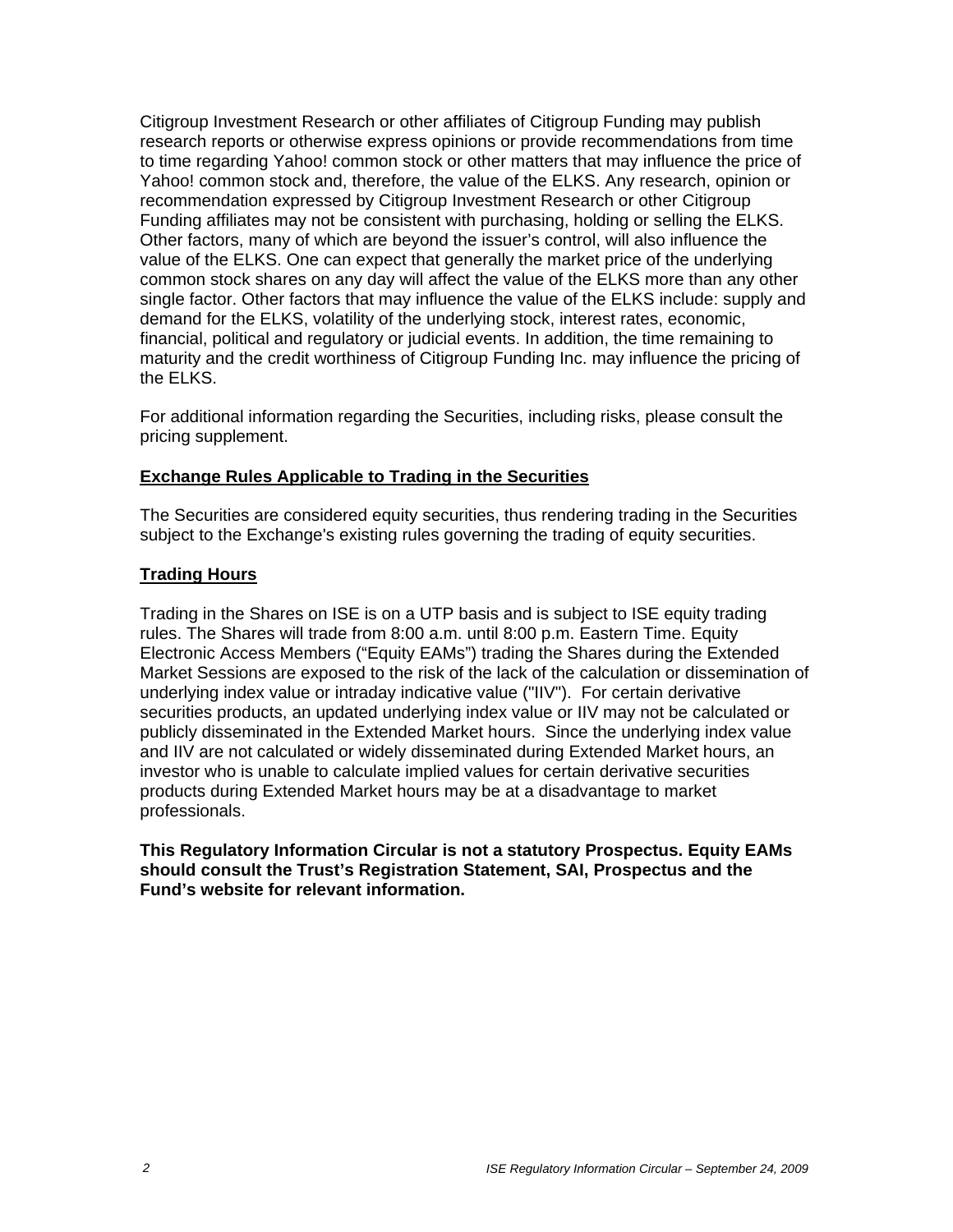Citigroup Investment Research or other affiliates of Citigroup Funding may publish research reports or otherwise express opinions or provide recommendations from time to time regarding Yahoo! common stock or other matters that may influence the price of Yahoo! common stock and, therefore, the value of the ELKS. Any research, opinion or recommendation expressed by Citigroup Investment Research or other Citigroup Funding affiliates may not be consistent with purchasing, holding or selling the ELKS. Other factors, many of which are beyond the issuer's control, will also influence the value of the ELKS. One can expect that generally the market price of the underlying common stock shares on any day will affect the value of the ELKS more than any other single factor. Other factors that may influence the value of the ELKS include: supply and demand for the ELKS, volatility of the underlying stock, interest rates, economic, financial, political and regulatory or judicial events. In addition, the time remaining to maturity and the credit worthiness of Citigroup Funding Inc. may influence the pricing of the ELKS.

For additional information regarding the Securities, including risks, please consult the pricing supplement.

## Exchange Rules Applicable to Trading in the Securities

The Securities are considered equity securities, thus rendering trading in the Securities subject to the Exchange's existing rules governing the trading of equity securities.

## Trading Hours

Trading in the Shares on ISE is on a UTP basis and is subject to ISE equity trading rules. The Shares will trade from 8:00 a.m. until 8:00 p.m. Eastern Time. Equity Electronic Access Members ("Equity EAMs") trading the Shares during the Extended Market Sessions are exposed to the risk of the lack of the calculation or dissemination of underlying index value or intraday indicative value ("IIV"). For certain derivative securities products, an updated underlying index value or IIV may not be calculated or publicly disseminated in the Extended Market hours. Since the underlying index value and IIV are not calculated or widely disseminated during Extended Market hours, an investor who is unable to calculate implied values for certain derivative securities products during Extended Market hours may be at a disadvantage to market professionals.

**This Regulatory Information Circular is not a statutory Prospectus. Equity EAMs should consult the Trust's Registration Statement, SAI, Prospectus and the Fund's website for relevant information.**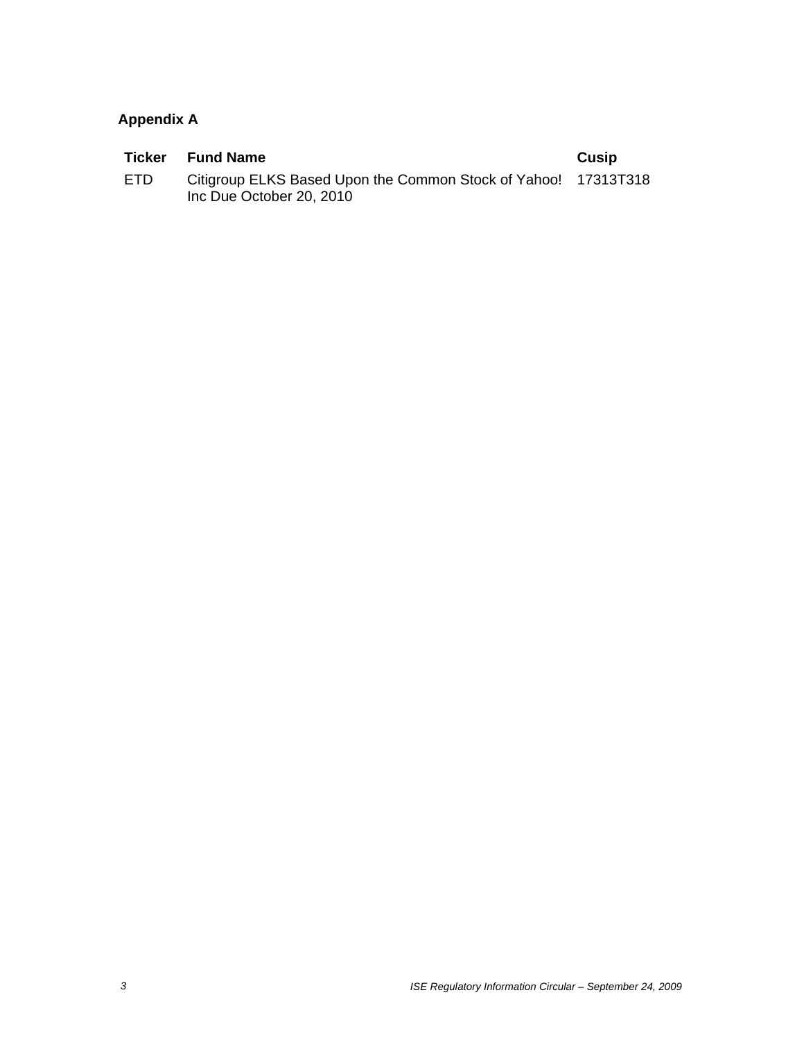**Appendix A**

| Ticker | Fund Name | Cusip |
|---|---|---|
| ETD | Citigroup ELKS Based Upon the Common Stock of Yahoo! Inc Due October 20, 2010 | 17313T318 |